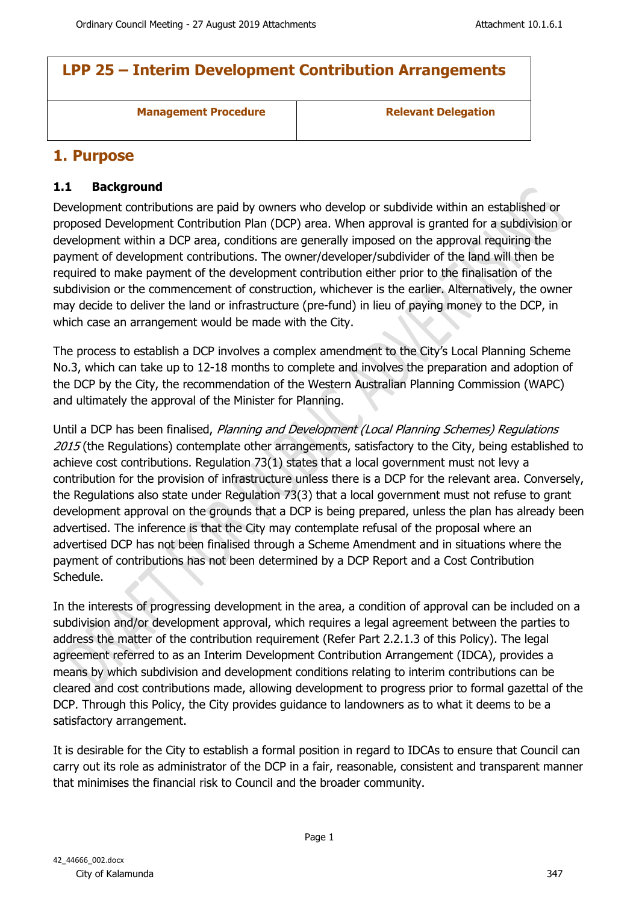# LPP 25 – Interim Development Contribution Arrangements

| Management Procedure | Relevant Delegation |
| --- | --- |
| | |

## 1. Purpose

### 1.1 Background

Development contributions are paid by owners who develop or subdivide within an established or proposed Development Contribution Plan (DCP) area. When approval is granted for a subdivision or development within a DCP area, conditions are generally imposed on the approval requiring the payment of development contributions. The owner/developer/subdivider of the land will then be required to make payment of the development contribution either prior to the finalisation of the subdivision or the commencement of construction, whichever is the earlier. Alternatively, the owner may decide to deliver the land or infrastructure (pre-fund) in lieu of paying money to the DCP, in which case an arrangement would be made with the City.

The process to establish a DCP involves a complex amendment to the City's Local Planning Scheme No.3, which can take up to 12-18 months to complete and involves the preparation and adoption of the DCP by the City, the recommendation of the Western Australian Planning Commission (WAPC) and ultimately the approval of the Minister for Planning.

Until a DCP has been finalised, *Planning and Development (Local Planning Schemes) Regulations 2015* (the Regulations) contemplate other arrangements, satisfactory to the City, being established to achieve cost contributions. Regulation 73(1) states that a local government must not levy a contribution for the provision of infrastructure unless there is a DCP for the relevant area. Conversely, the Regulations also state under Regulation 73(3) that a local government must not refuse to grant development approval on the grounds that a DCP is being prepared, unless the plan has already been advertised. The inference is that the City may contemplate refusal of the proposal where an advertised DCP has not been finalised through a Scheme Amendment and in situations where the payment of contributions has not been determined by a DCP Report and a Cost Contribution Schedule.

In the interests of progressing development in the area, a condition of approval can be included on a subdivision and/or development approval, which requires a legal agreement between the parties to address the matter of the contribution requirement (Refer Part 2.2.1.3 of this Policy). The legal agreement referred to as an Interim Development Contribution Arrangement (IDCA), provides a means by which subdivision and development conditions relating to interim contributions can be cleared and cost contributions made, allowing development to progress prior to formal gazettal of the DCP. Through this Policy, the City provides guidance to landowners as to what it deems to be a satisfactory arrangement.

It is desirable for the City to establish a formal position in regard to IDCAs to ensure that Council can carry out its role as administrator of the DCP in a fair, reasonable, consistent and transparent manner that minimises the financial risk to Council and the broader community.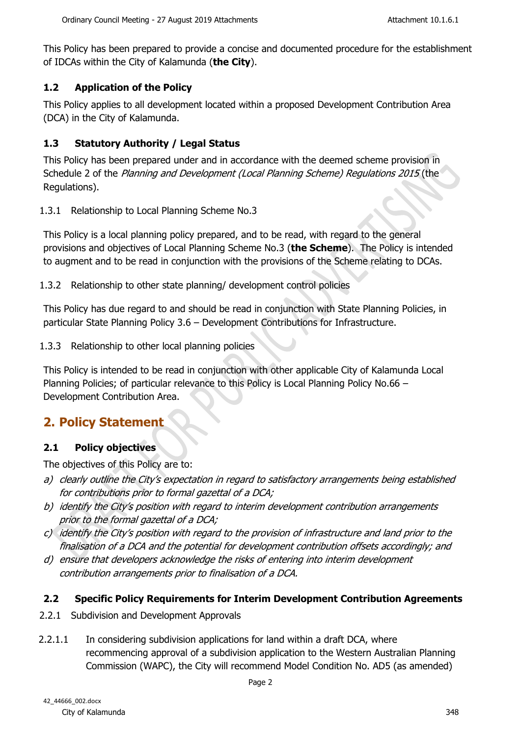This Policy has been prepared to provide a concise and documented procedure for the establishment of IDCAs within the City of Kalamunda (**the City**).

### 1.2 Application of the Policy

This Policy applies to all development located within a proposed Development Contribution Area (DCA) in the City of Kalamunda.

### 1.3 Statutory Authority / Legal Status

This Policy has been prepared under and in accordance with the deemed scheme provision in Schedule 2 of the *Planning and Development (Local Planning Scheme) Regulations 2015* (the Regulations).

1.3.1 Relationship to Local Planning Scheme No.3

This Policy is a local planning policy prepared, and to be read, with regard to the general provisions and objectives of Local Planning Scheme No.3 (**the Scheme**). The Policy is intended to augment and to be read in conjunction with the provisions of the Scheme relating to DCAs.

1.3.2 Relationship to other state planning/ development control policies

This Policy has due regard to and should be read in conjunction with State Planning Policies, in particular State Planning Policy 3.6 – Development Contributions for Infrastructure.

1.3.3 Relationship to other local planning policies

This Policy is intended to be read in conjunction with other applicable City of Kalamunda Local Planning Policies; of particular relevance to this Policy is Local Planning Policy No.66 – Development Contribution Area.

## 2. Policy Statement

### 2.1 Policy objectives

The objectives of this Policy are to:

a) *clearly outline the City's expectation in regard to satisfactory arrangements being established for contributions prior to formal gazettal of a DCA;*
b) *identify the City's position with regard to interim development contribution arrangements prior to the formal gazettal of a DCA;*
c) *identify the City's position with regard to the provision of infrastructure and land prior to the finalisation of a DCA and the potential for development contribution offsets accordingly; and*
d) *ensure that developers acknowledge the risks of entering into interim development contribution arrangements prior to finalisation of a DCA.*

### 2.2 Specific Policy Requirements for Interim Development Contribution Agreements

2.2.1 Subdivision and Development Approvals

2.2.1.1 In considering subdivision applications for land within a draft DCA, where recommencing approval of a subdivision application to the Western Australian Planning Commission (WAPC), the City will recommend Model Condition No. AD5 (as amended)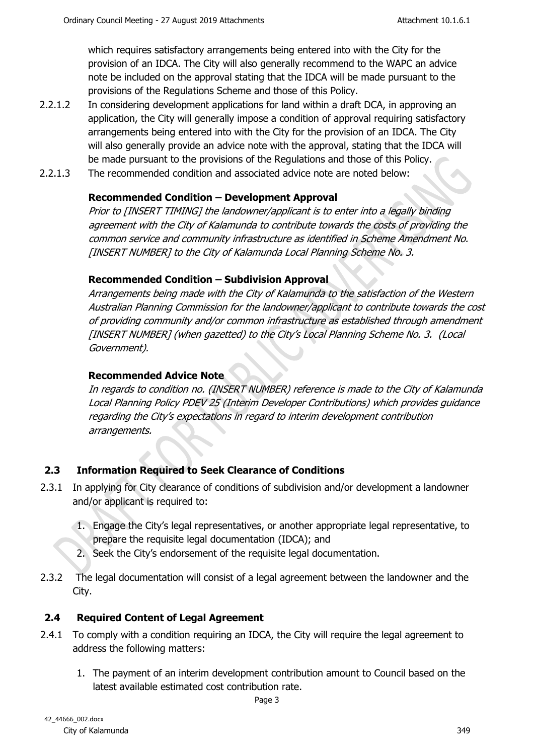which requires satisfactory arrangements being entered into with the City for the provision of an IDCA. The City will also generally recommend to the WAPC an advice note be included on the approval stating that the IDCA will be made pursuant to the provisions of the Regulations Scheme and those of this Policy.

2.2.1.2 In considering development applications for land within a draft DCA, in approving an application, the City will generally impose a condition of approval requiring satisfactory arrangements being entered into with the City for the provision of an IDCA. The City will also generally provide an advice note with the approval, stating that the IDCA will be made pursuant to the provisions of the Regulations and those of this Policy.

2.2.1.3 The recommended condition and associated advice note are noted below:

**Recommended Condition – Development Approval**

*Prior to [INSERT TIMING] the landowner/applicant is to enter into a legally binding agreement with the City of Kalamunda to contribute towards the costs of providing the common service and community infrastructure as identified in Scheme Amendment No. [INSERT NUMBER] to the City of Kalamunda Local Planning Scheme No. 3.*

**Recommended Condition – Subdivision Approval**

*Arrangements being made with the City of Kalamunda to the satisfaction of the Western Australian Planning Commission for the landowner/applicant to contribute towards the cost of providing community and/or common infrastructure as established through amendment [INSERT NUMBER] (when gazetted) to the City's Local Planning Scheme No. 3. (Local Government).*

**Recommended Advice Note**

*In regards to condition no. (INSERT NUMBER) reference is made to the City of Kalamunda Local Planning Policy PDEV 25 (Interim Developer Contributions) which provides guidance regarding the City's expectations in regard to interim development contribution arrangements.*

## 2.3 Information Required to Seek Clearance of Conditions

2.3.1 In applying for City clearance of conditions of subdivision and/or development a landowner and/or applicant is required to:

1. Engage the City's legal representatives, or another appropriate legal representative, to prepare the requisite legal documentation (IDCA); and
2. Seek the City's endorsement of the requisite legal documentation.

2.3.2 The legal documentation will consist of a legal agreement between the landowner and the City.

## 2.4 Required Content of Legal Agreement

2.4.1 To comply with a condition requiring an IDCA, the City will require the legal agreement to address the following matters:

1. The payment of an interim development contribution amount to Council based on the latest available estimated cost contribution rate.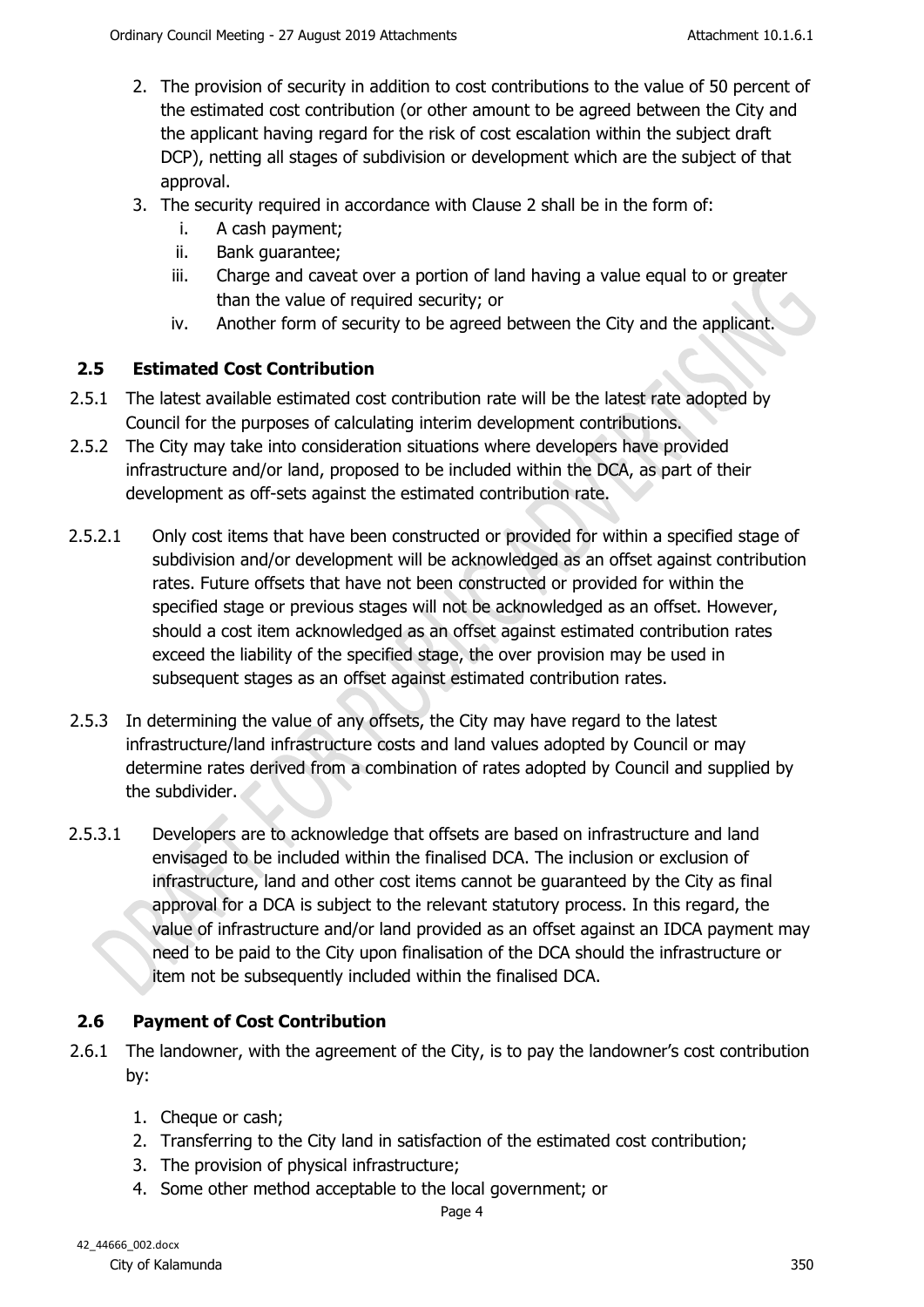2. The provision of security in addition to cost contributions to the value of 50 percent of the estimated cost contribution (or other amount to be agreed between the City and the applicant having regard for the risk of cost escalation within the subject draft DCP), netting all stages of subdivision or development which are the subject of that approval.
3. The security required in accordance with Clause 2 shall be in the form of:
   i. A cash payment;
   ii. Bank guarantee;
   iii. Charge and caveat over a portion of land having a value equal to or greater than the value of required security; or
   iv. Another form of security to be agreed between the City and the applicant.

### 2.5 Estimated Cost Contribution

2.5.1 The latest available estimated cost contribution rate will be the latest rate adopted by Council for the purposes of calculating interim development contributions.

2.5.2 The City may take into consideration situations where developers have provided infrastructure and/or land, proposed to be included within the DCA, as part of their development as off-sets against the estimated contribution rate.

2.5.2.1 Only cost items that have been constructed or provided for within a specified stage of subdivision and/or development will be acknowledged as an offset against contribution rates. Future offsets that have not been constructed or provided for within the specified stage or previous stages will not be acknowledged as an offset. However, should a cost item acknowledged as an offset against estimated contribution rates exceed the liability of the specified stage, the over provision may be used in subsequent stages as an offset against estimated contribution rates.

2.5.3 In determining the value of any offsets, the City may have regard to the latest infrastructure/land infrastructure costs and land values adopted by Council or may determine rates derived from a combination of rates adopted by Council and supplied by the subdivider.

2.5.3.1 Developers are to acknowledge that offsets are based on infrastructure and land envisaged to be included within the finalised DCA. The inclusion or exclusion of infrastructure, land and other cost items cannot be guaranteed by the City as final approval for a DCA is subject to the relevant statutory process. In this regard, the value of infrastructure and/or land provided as an offset against an IDCA payment may need to be paid to the City upon finalisation of the DCA should the infrastructure or item not be subsequently included within the finalised DCA.

### 2.6 Payment of Cost Contribution

2.6.1 The landowner, with the agreement of the City, is to pay the landowner's cost contribution by:

1. Cheque or cash;
2. Transferring to the City land in satisfaction of the estimated cost contribution;
3. The provision of physical infrastructure;
4. Some other method acceptable to the local government; or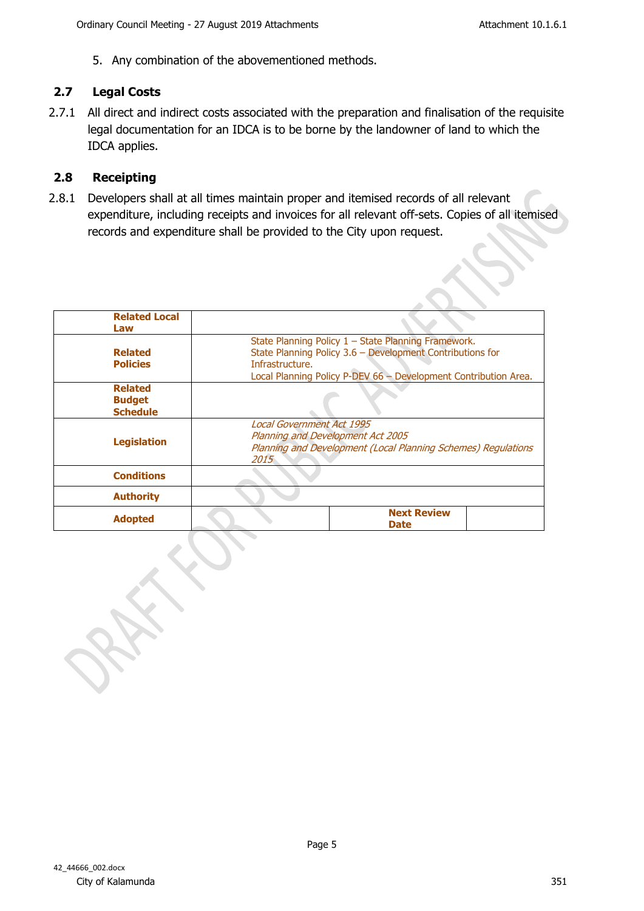5. Any combination of the abovementioned methods.

## 2.7 Legal Costs

2.7.1 All direct and indirect costs associated with the preparation and finalisation of the requisite legal documentation for an IDCA is to be borne by the landowner of land to which the IDCA applies.

## 2.8 Receipting

2.8.1 Developers shall at all times maintain proper and itemised records of all relevant expenditure, including receipts and invoices for all relevant off-sets. Copies of all itemised records and expenditure shall be provided to the City upon request.

| | | | |
|---|---|---|---|
| **Related Local Law** | | | |
| **Related Policies** | State Planning Policy 1 – State Planning Framework.<br>State Planning Policy 3.6 – Development Contributions for Infrastructure.<br>Local Planning Policy P-DEV 66 – Development Contribution Area. | | |
| **Related Budget Schedule** | | | |
| **Legislation** | *Local Government Act 1995*<br>*Planning and Development Act 2005*<br>*Planning and Development (Local Planning Schemes) Regulations 2015* | | |
| **Conditions** | | | |
| **Authority** | | | |
| **Adopted** | | **Next Review Date** | |